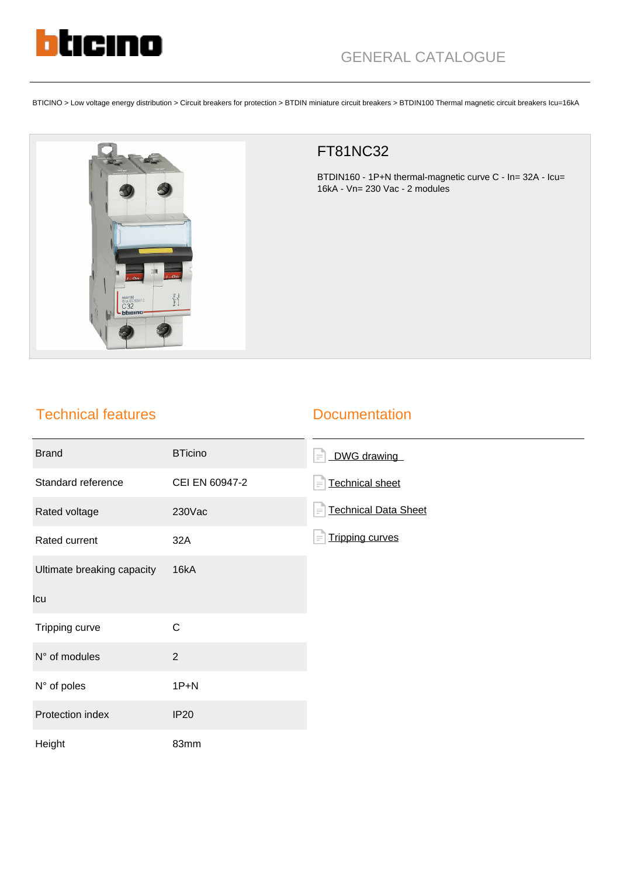GENERAL CATALOGUE

BTICINO > Low voltage energy distribution > Circuit breakers for protection > BTDIN miniature circuit breakers > BTDIN100 Thermal magnetic circuit breakers Icu=16kA

# FT81NC32

BTDIN160 - 1P+N thermal-magnetic curve C - In= 32A - Icu= 16kA - Vn= 230 Vac - 2 modules

## Technical features

| | |
|---|---|
| Brand | BTicino |
| Standard reference | CEI EN 60947-2 |
| Rated voltage | 230Vac |
| Rated current | 32A |
| Ultimate breaking capacity Icu | 16kA |
| Tripping curve | C |
| N° of modules | 2 |
| N° of poles | 1P+N |
| Protection index | IP20 |
| Height | 83mm |

## Documentation

- DWG drawing
- Technical sheet
- Technical Data Sheet
- Tripping curves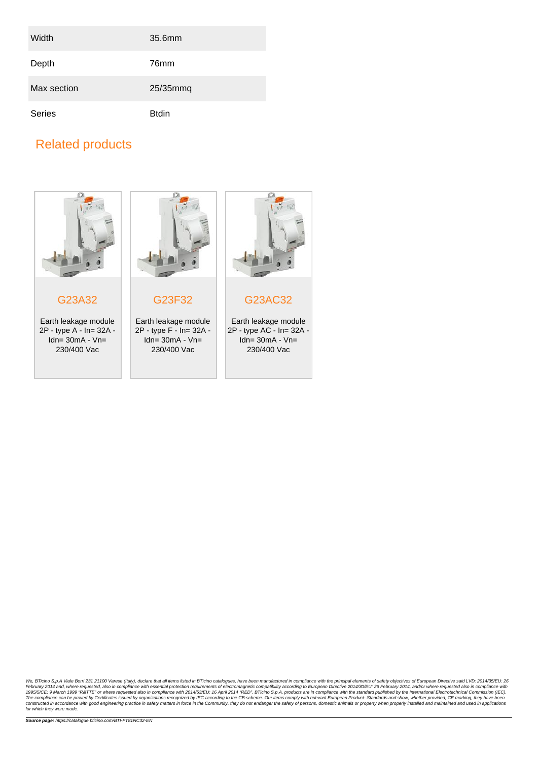| | |
|---|---|
| Width | 35.6mm |
| Depth | 76mm |
| Max section | 25/35mmq |
| Series | Btdin |

## Related products

**G23A32**

Earth leakage module 2P - type A - In= 32A - Idn= 30mA - Vn= 230/400 Vac

**G23F32**

Earth leakage module 2P - type F - In= 32A - Idn= 30mA - Vn= 230/400 Vac

**G23AC32**

Earth leakage module 2P - type AC - In= 32A - Idn= 30mA - Vn= 230/400 Vac

*We, BTicino S.p.A Viale Borri 231 21100 Varese (Italy), declare that all items listed in BTicino catalogues, have been manufactured in compliance with the principal elements of safety objectives of European Directive said LVD: 2014/35/EU: 26 February 2014 and, where requested, also in compliance with essential protection requirements of electromagnetic compatibility according to European Directive 2014/30/EU: 26 February 2014, and/or where requested also in compliance with 1995/5/CE: 9 March 1999 "R&TTE" or where requested also in compliance with 2014/53/EU: 16 April 2014 "RED". BTicino S.p.A. products are in compliance with the standard published by the International Electrotechnical Commission (IEC). The compliance can be proved by Certificates issued by organizations recognized by IEC according to the CB-scheme. Our items comply with relevant European Product- Standards and show, whether provided, CE marking, they have been constructed in accordance with good engineering practice in safety matters in force in the Community, they do not endanger the safety of persons, domestic animals or property when properly installed and maintained and used in applications for which they were made.*

**Source page:** https://catalogue.bticino.com/BTI-FT81NC32-EN